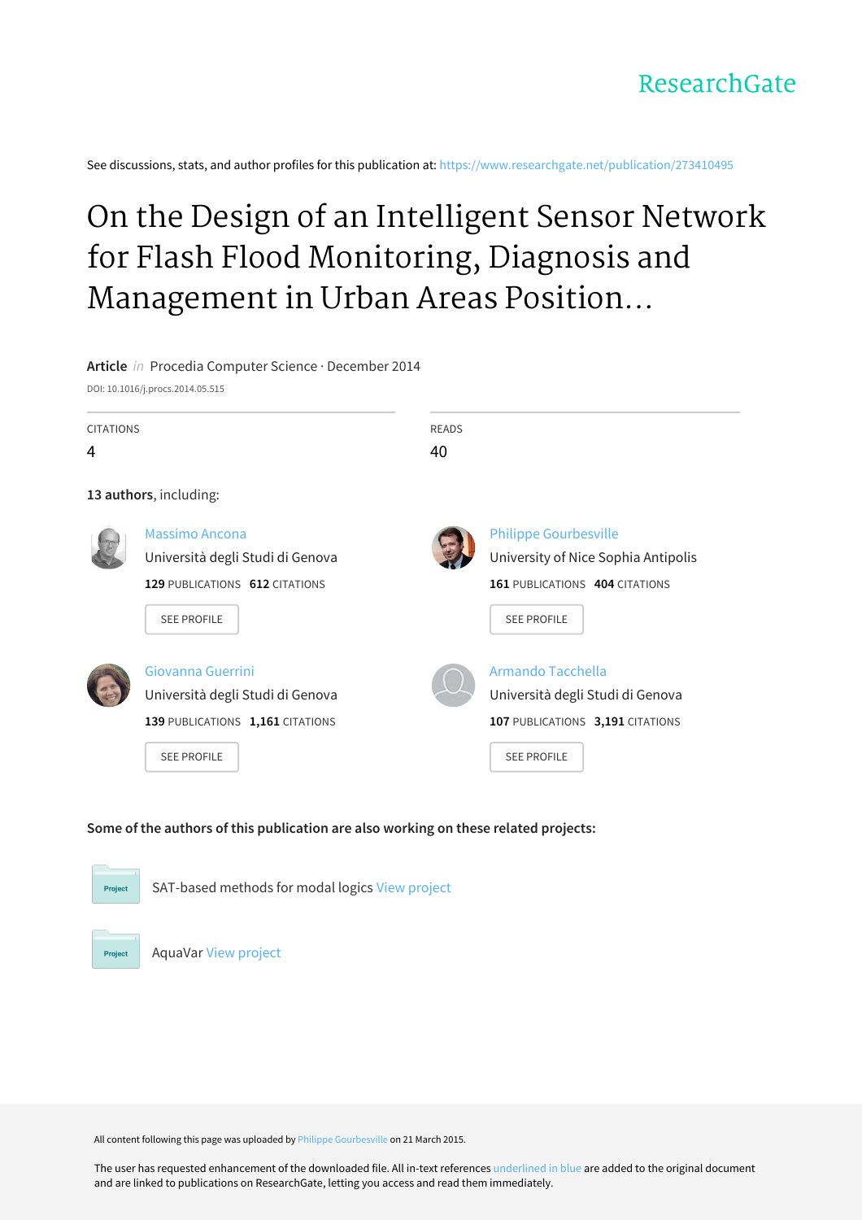ResearchGate

See discussions, stats, and author profiles for this publication at: https://www.researchgate.net/publication/273410495

# On the Design of an Intelligent Sensor Network for Flash Flood Monitoring, Diagnosis and Management in Urban Areas Position...

**Article** *in* Procedia Computer Science · December 2014

DOI: 10.1016/j.procs.2014.05.515

| CITATIONS | READS |
| --- | --- |
| 4 | 40 |

**13 authors**, including:

**Massimo Ancona**
Università degli Studi di Genova
**129** PUBLICATIONS **612** CITATIONS
SEE PROFILE

**Philippe Gourbesville**
University of Nice Sophia Antipolis
**161** PUBLICATIONS **404** CITATIONS
SEE PROFILE

**Giovanna Guerrini**
Università degli Studi di Genova
**139** PUBLICATIONS **1,161** CITATIONS
SEE PROFILE

**Armando Tacchella**
Università degli Studi di Genova
**107** PUBLICATIONS **3,191** CITATIONS
SEE PROFILE

**Some of the authors of this publication are also working on these related projects:**

Project: SAT-based methods for modal logics View project

Project: AquaVar View project

All content following this page was uploaded by Philippe Gourbesville on 21 March 2015.

The user has requested enhancement of the downloaded file. All in-text references underlined in blue are added to the original document and are linked to publications on ResearchGate, letting you access and read them immediately.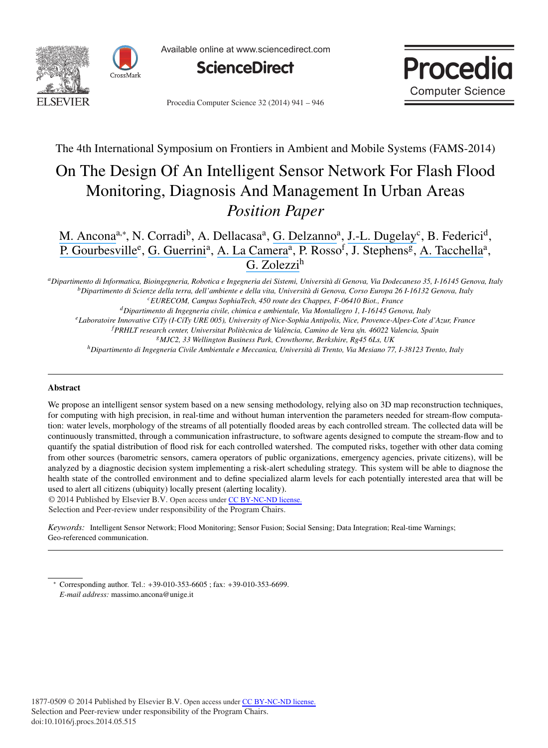The 4th International Symposium on Frontiers in Ambient and Mobile Systems (FAMS-2014)

# On The Design Of An Intelligent Sensor Network For Flash Flood Monitoring, Diagnosis And Management In Urban Areas *Position Paper*

M. Ancona[a,∗], N. Corradi[b], A. Dellacasa[a], G. Delzanno[a], J.-L. Dugelay[c], B. Federici[d], P. Gourbesville[e], G. Guerrini[a], A. La Camera[a], P. Rosso[f], J. Stephens[g], A. Tacchella[a], G. Zolezzi[h]

[a]*Dipartimento di Informatica, Bioingegneria, Robotica e Ingegneria dei Sistemi, Università di Genova, Via Dodecaneso 35, I-16145 Genova, Italy*
[b]*Dipartimento di Scienze della terra, dell'ambiente e della vita, Università di Genova, Corso Europa 26 I-16132 Genova, Italy*
[c]*EURECOM, Campus SophiaTech, 450 route des Chappes, F-06410 Biot., France*
[d]*Dipartimento di Ingegneria civile, chimica e ambientale, Via Montallegro 1, I-16145 Genova, Italy*
[e]*Laboratoire Innovative CiTy (I-CiTy URE 005), University of Nice-Sophia Antipolis, Nice, Provence-Alpes-Cote d'Azur, France*
[f]*PRHLT research center, Universitat Politècnica de València, Camino de Vera s/n. 46022 Valencia, Spain*
[g]*MJC2, 33 Wellington Business Park, Crowthorne, Berkshire, Rg45 6Ls, UK*
[h]*Dipartimento di Ingegneria Civile Ambientale e Meccanica, Università di Trento, Via Mesiano 77, I-38123 Trento, Italy*

---

## Abstract

We propose an intelligent sensor system based on a new sensing methodology, relying also on 3D map reconstruction techniques, for computing with high precision, in real-time and without human intervention the parameters needed for stream-flow computation: water levels, morphology of the streams of all potentially flooded areas by each controlled stream. The collected data will be continuously transmitted, through a communication infrastructure, to software agents designed to compute the stream-flow and to quantify the spatial distribution of flood risk for each controlled watershed. The computed risks, together with other data coming from other sources (barometric sensors, camera operators of public organizations, emergency agencies, private citizens), will be analyzed by a diagnostic decision system implementing a risk-alert scheduling strategy. This system will be able to diagnose the health state of the controlled environment and to define specialized alarm levels for each potentially interested area that will be used to alert all citizens (ubiquity) locally present (alerting locality).

© 2014 Published by Elsevier B.V. Open access under CC BY-NC-ND license.
Selection and Peer-review under responsibility of the Program Chairs.

*Keywords:* Intelligent Sensor Network; Flood Monitoring; Sensor Fusion; Social Sensing; Data Integration; Real-time Warnings; Geo-referenced communication.

---

∗ Corresponding author. Tel.: +39-010-353-6605 ; fax: +39-010-353-6699.
*E-mail address:* massimo.ancona@unige.it

1877-0509 © 2014 Published by Elsevier B.V. Open access under CC BY-NC-ND license.
Selection and Peer-review under responsibility of the Program Chairs.
doi:10.1016/j.procs.2014.05.515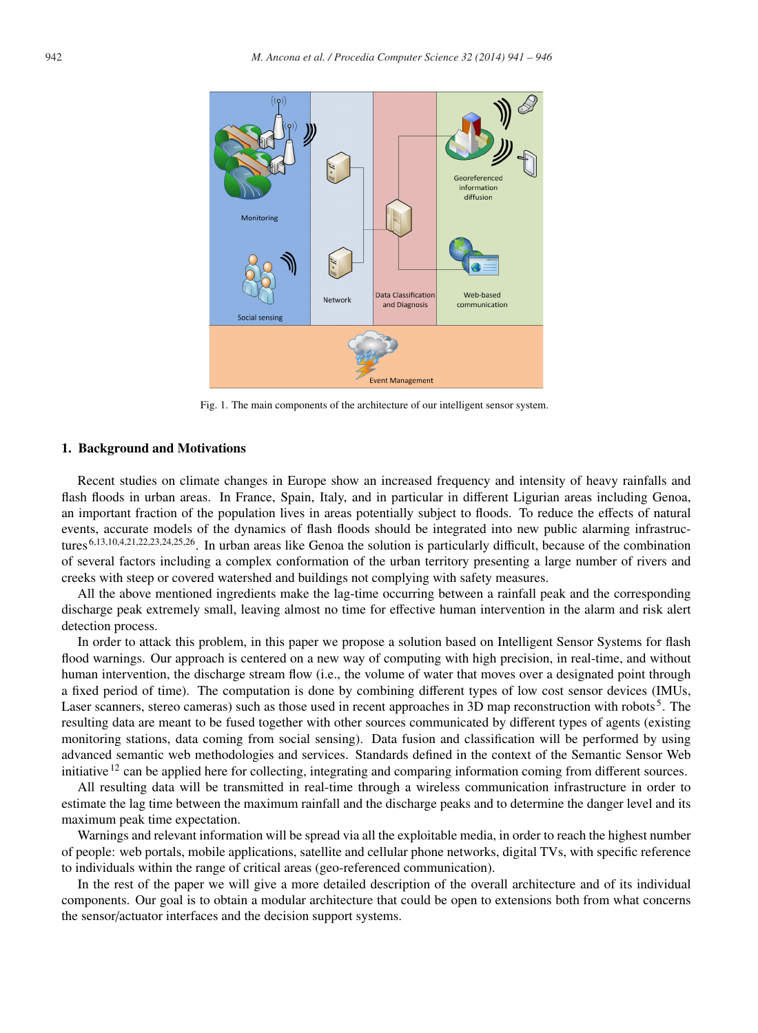Monitoring

Social sensing

Network

Data Classification and Diagnosis

Georeferenced information diffusion

Web-based communication

Event Management

Fig. 1. The main components of the architecture of our intelligent sensor system.

## 1. Background and Motivations

Recent studies on climate changes in Europe show an increased frequency and intensity of heavy rainfalls and flash floods in urban areas. In France, Spain, Italy, and in particular in different Ligurian areas including Genoa, an important fraction of the population lives in areas potentially subject to floods. To reduce the effects of natural events, accurate models of the dynamics of flash floods should be integrated into new public alarming infrastructures[6,13,10,4,21,22,23,24,25,26]. In urban areas like Genoa the solution is particularly difficult, because of the combination of several factors including a complex conformation of the urban territory presenting a large number of rivers and creeks with steep or covered watershed and buildings not complying with safety measures.

All the above mentioned ingredients make the lag-time occurring between a rainfall peak and the corresponding discharge peak extremely small, leaving almost no time for effective human intervention in the alarm and risk alert detection process.

In order to attack this problem, in this paper we propose a solution based on Intelligent Sensor Systems for flash flood warnings. Our approach is centered on a new way of computing with high precision, in real-time, and without human intervention, the discharge stream flow (i.e., the volume of water that moves over a designated point through a fixed period of time). The computation is done by combining different types of low cost sensor devices (IMUs, Laser scanners, stereo cameras) such as those used in recent approaches in 3D map reconstruction with robots[5]. The resulting data are meant to be fused together with other sources communicated by different types of agents (existing monitoring stations, data coming from social sensing). Data fusion and classification will be performed by using advanced semantic web methodologies and services. Standards defined in the context of the Semantic Sensor Web initiative[12] can be applied here for collecting, integrating and comparing information coming from different sources.

All resulting data will be transmitted in real-time through a wireless communication infrastructure in order to estimate the lag time between the maximum rainfall and the discharge peaks and to determine the danger level and its maximum peak time expectation.

Warnings and relevant information will be spread via all the exploitable media, in order to reach the highest number of people: web portals, mobile applications, satellite and cellular phone networks, digital TVs, with specific reference to individuals within the range of critical areas (geo-referenced communication).

In the rest of the paper we will give a more detailed description of the overall architecture and of its individual components. Our goal is to obtain a modular architecture that could be open to extensions both from what concerns the sensor/actuator interfaces and the decision support systems.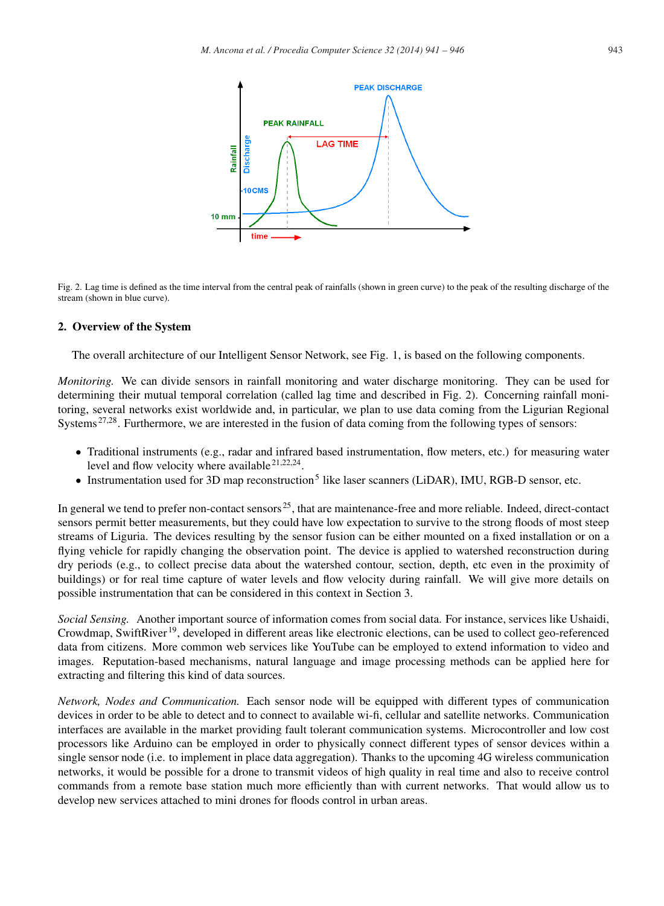PEAK DISCHARGE

PEAK RAINFALL

LAG TIME

Rainfall

Discharge

10CMS

10 mm

time

Fig. 2. Lag time is defined as the time interval from the central peak of rainfalls (shown in green curve) to the peak of the resulting discharge of the stream (shown in blue curve).

## 2. Overview of the System

The overall architecture of our Intelligent Sensor Network, see Fig. 1, is based on the following components.

*Monitoring.* We can divide sensors in rainfall monitoring and water discharge monitoring. They can be used for determining their mutual temporal correlation (called lag time and described in Fig. 2). Concerning rainfall monitoring, several networks exist worldwide and, in particular, we plan to use data coming from the Ligurian Regional Systems[27,28]. Furthermore, we are interested in the fusion of data coming from the following types of sensors:

- Traditional instruments (e.g., radar and infrared based instrumentation, flow meters, etc.) for measuring water level and flow velocity where available[21,22,24].
- Instrumentation used for 3D map reconstruction[5] like laser scanners (LiDAR), IMU, RGB-D sensor, etc.

In general we tend to prefer non-contact sensors[25], that are maintenance-free and more reliable. Indeed, direct-contact sensors permit better measurements, but they could have low expectation to survive to the strong floods of most steep streams of Liguria. The devices resulting by the sensor fusion can be either mounted on a fixed installation or on a flying vehicle for rapidly changing the observation point. The device is applied to watershed reconstruction during dry periods (e.g., to collect precise data about the watershed contour, section, depth, etc even in the proximity of buildings) or for real time capture of water levels and flow velocity during rainfall. We will give more details on possible instrumentation that can be considered in this context in Section 3.

*Social Sensing.* Another important source of information comes from social data. For instance, services like Ushaidi, Crowdmap, SwiftRiver[19], developed in different areas like electronic elections, can be used to collect geo-referenced data from citizens. More common web services like YouTube can be employed to extend information to video and images. Reputation-based mechanisms, natural language and image processing methods can be applied here for extracting and filtering this kind of data sources.

*Network, Nodes and Communication.* Each sensor node will be equipped with different types of communication devices in order to be able to detect and to connect to available wi-fi, cellular and satellite networks. Communication interfaces are available in the market providing fault tolerant communication systems. Microcontroller and low cost processors like Arduino can be employed in order to physically connect different types of sensor devices within a single sensor node (i.e. to implement in place data aggregation). Thanks to the upcoming 4G wireless communication networks, it would be possible for a drone to transmit videos of high quality in real time and also to receive control commands from a remote base station much more efficiently than with current networks. That would allow us to develop new services attached to mini drones for floods control in urban areas.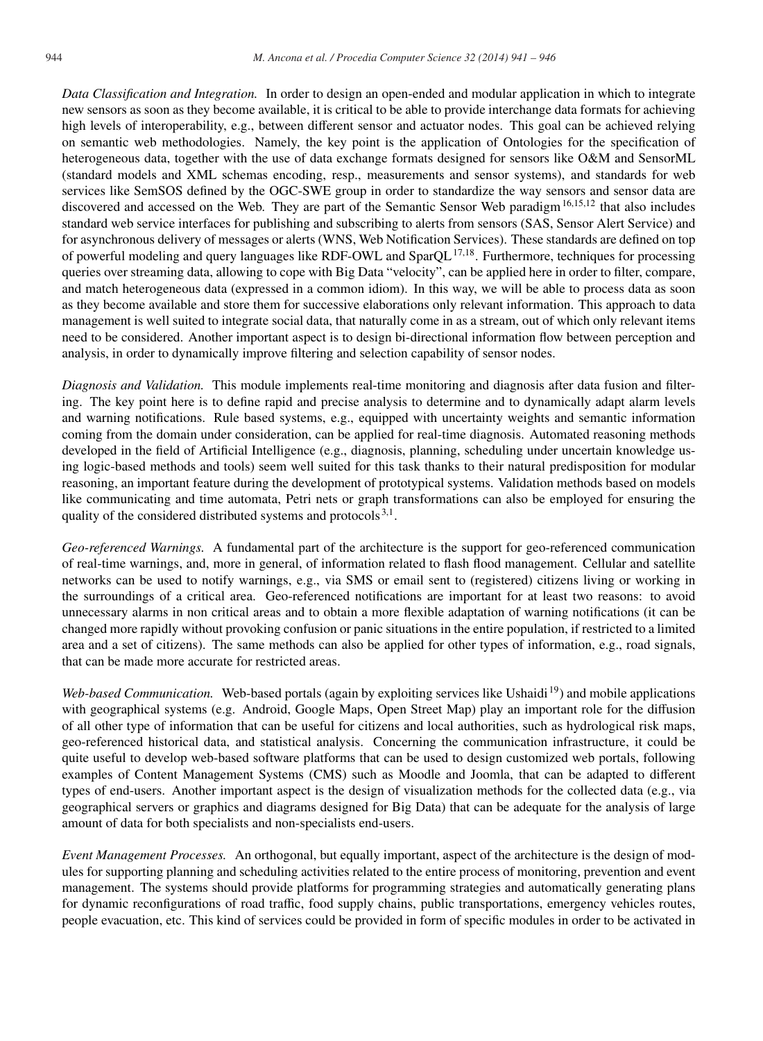*Data Classification and Integration.* In order to design an open-ended and modular application in which to integrate new sensors as soon as they become available, it is critical to be able to provide interchange data formats for achieving high levels of interoperability, e.g., between different sensor and actuator nodes. This goal can be achieved relying on semantic web methodologies. Namely, the key point is the application of Ontologies for the specification of heterogeneous data, together with the use of data exchange formats designed for sensors like O&M and SensorML (standard models and XML schemas encoding, resp., measurements and sensor systems), and standards for web services like SemSOS defined by the OGC-SWE group in order to standardize the way sensors and sensor data are discovered and accessed on the Web. They are part of the Semantic Sensor Web paradigm[16,15,12] that also includes standard web service interfaces for publishing and subscribing to alerts from sensors (SAS, Sensor Alert Service) and for asynchronous delivery of messages or alerts (WNS, Web Notification Services). These standards are defined on top of powerful modeling and query languages like RDF-OWL and SparQL[17,18]. Furthermore, techniques for processing queries over streaming data, allowing to cope with Big Data "velocity", can be applied here in order to filter, compare, and match heterogeneous data (expressed in a common idiom). In this way, we will be able to process data as soon as they become available and store them for successive elaborations only relevant information. This approach to data management is well suited to integrate social data, that naturally come in as a stream, out of which only relevant items need to be considered. Another important aspect is to design bi-directional information flow between perception and analysis, in order to dynamically improve filtering and selection capability of sensor nodes.

*Diagnosis and Validation.* This module implements real-time monitoring and diagnosis after data fusion and filtering. The key point here is to define rapid and precise analysis to determine and to dynamically adapt alarm levels and warning notifications. Rule based systems, e.g., equipped with uncertainty weights and semantic information coming from the domain under consideration, can be applied for real-time diagnosis. Automated reasoning methods developed in the field of Artificial Intelligence (e.g., diagnosis, planning, scheduling under uncertain knowledge using logic-based methods and tools) seem well suited for this task thanks to their natural predisposition for modular reasoning, an important feature during the development of prototypical systems. Validation methods based on models like communicating and time automata, Petri nets or graph transformations can also be employed for ensuring the quality of the considered distributed systems and protocols[3,1].

*Geo-referenced Warnings.* A fundamental part of the architecture is the support for geo-referenced communication of real-time warnings, and, more in general, of information related to flash flood management. Cellular and satellite networks can be used to notify warnings, e.g., via SMS or email sent to (registered) citizens living or working in the surroundings of a critical area. Geo-referenced notifications are important for at least two reasons: to avoid unnecessary alarms in non critical areas and to obtain a more flexible adaptation of warning notifications (it can be changed more rapidly without provoking confusion or panic situations in the entire population, if restricted to a limited area and a set of citizens). The same methods can also be applied for other types of information, e.g., road signals, that can be made more accurate for restricted areas.

*Web-based Communication.* Web-based portals (again by exploiting services like Ushaidi[19]) and mobile applications with geographical systems (e.g. Android, Google Maps, Open Street Map) play an important role for the diffusion of all other type of information that can be useful for citizens and local authorities, such as hydrological risk maps, geo-referenced historical data, and statistical analysis. Concerning the communication infrastructure, it could be quite useful to develop web-based software platforms that can be used to design customized web portals, following examples of Content Management Systems (CMS) such as Moodle and Joomla, that can be adapted to different types of end-users. Another important aspect is the design of visualization methods for the collected data (e.g., via geographical servers or graphics and diagrams designed for Big Data) that can be adequate for the analysis of large amount of data for both specialists and non-specialists end-users.

*Event Management Processes.* An orthogonal, but equally important, aspect of the architecture is the design of modules for supporting planning and scheduling activities related to the entire process of monitoring, prevention and event management. The systems should provide platforms for programming strategies and automatically generating plans for dynamic reconfigurations of road traffic, food supply chains, public transportations, emergency vehicles routes, people evacuation, etc. This kind of services could be provided in form of specific modules in order to be activated in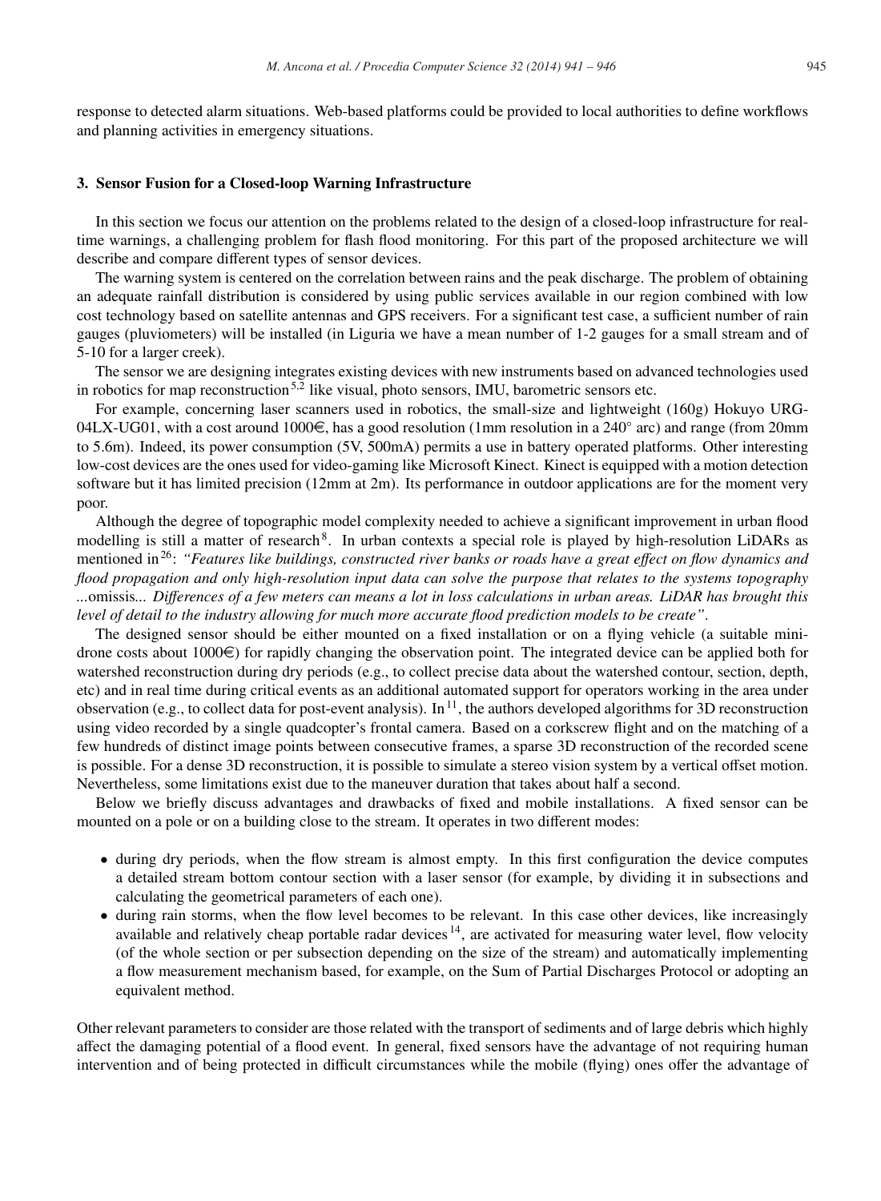response to detected alarm situations. Web-based platforms could be provided to local authorities to define workflows and planning activities in emergency situations.

## 3. Sensor Fusion for a Closed-loop Warning Infrastructure

In this section we focus our attention on the problems related to the design of a closed-loop infrastructure for real-time warnings, a challenging problem for flash flood monitoring. For this part of the proposed architecture we will describe and compare different types of sensor devices.

The warning system is centered on the correlation between rains and the peak discharge. The problem of obtaining an adequate rainfall distribution is considered by using public services available in our region combined with low cost technology based on satellite antennas and GPS receivers. For a significant test case, a sufficient number of rain gauges (pluviometers) will be installed (in Liguria we have a mean number of 1-2 gauges for a small stream and of 5-10 for a larger creek).

The sensor we are designing integrates existing devices with new instruments based on advanced technologies used in robotics for map reconstruction[5,2] like visual, photo sensors, IMU, barometric sensors etc.

For example, concerning laser scanners used in robotics, the small-size and lightweight (160g) Hokuyo URG-04LX-UG01, with a cost around 1000€, has a good resolution (1mm resolution in a 240° arc) and range (from 20mm to 5.6m). Indeed, its power consumption (5V, 500mA) permits a use in battery operated platforms. Other interesting low-cost devices are the ones used for video-gaming like Microsoft Kinect. Kinect is equipped with a motion detection software but it has limited precision (12mm at 2m). Its performance in outdoor applications are for the moment very poor.

Although the degree of topographic model complexity needed to achieve a significant improvement in urban flood modelling is still a matter of research[8]. In urban contexts a special role is played by high-resolution LiDARs as mentioned in[26]: *"Features like buildings, constructed river banks or roads have a great effect on flow dynamics and flood propagation and only high-resolution input data can solve the purpose that relates to the systems topography* ...omissis... *Differences of a few meters can means a lot in loss calculations in urban areas. LiDAR has brought this level of detail to the industry allowing for much more accurate flood prediction models to be create"*.

The designed sensor should be either mounted on a fixed installation or on a flying vehicle (a suitable mini-drone costs about 1000€) for rapidly changing the observation point. The integrated device can be applied both for watershed reconstruction during dry periods (e.g., to collect precise data about the watershed contour, section, depth, etc) and in real time during critical events as an additional automated support for operators working in the area under observation (e.g., to collect data for post-event analysis). In[11], the authors developed algorithms for 3D reconstruction using video recorded by a single quadcopter's frontal camera. Based on a corkscrew flight and on the matching of a few hundreds of distinct image points between consecutive frames, a sparse 3D reconstruction of the recorded scene is possible. For a dense 3D reconstruction, it is possible to simulate a stereo vision system by a vertical offset motion. Nevertheless, some limitations exist due to the maneuver duration that takes about half a second.

Below we briefly discuss advantages and drawbacks of fixed and mobile installations. A fixed sensor can be mounted on a pole or on a building close to the stream. It operates in two different modes:

- during dry periods, when the flow stream is almost empty. In this first configuration the device computes a detailed stream bottom contour section with a laser sensor (for example, by dividing it in subsections and calculating the geometrical parameters of each one).
- during rain storms, when the flow level becomes to be relevant. In this case other devices, like increasingly available and relatively cheap portable radar devices[14], are activated for measuring water level, flow velocity (of the whole section or per subsection depending on the size of the stream) and automatically implementing a flow measurement mechanism based, for example, on the Sum of Partial Discharges Protocol or adopting an equivalent method.

Other relevant parameters to consider are those related with the transport of sediments and of large debris which highly affect the damaging potential of a flood event. In general, fixed sensors have the advantage of not requiring human intervention and of being protected in difficult circumstances while the mobile (flying) ones offer the advantage of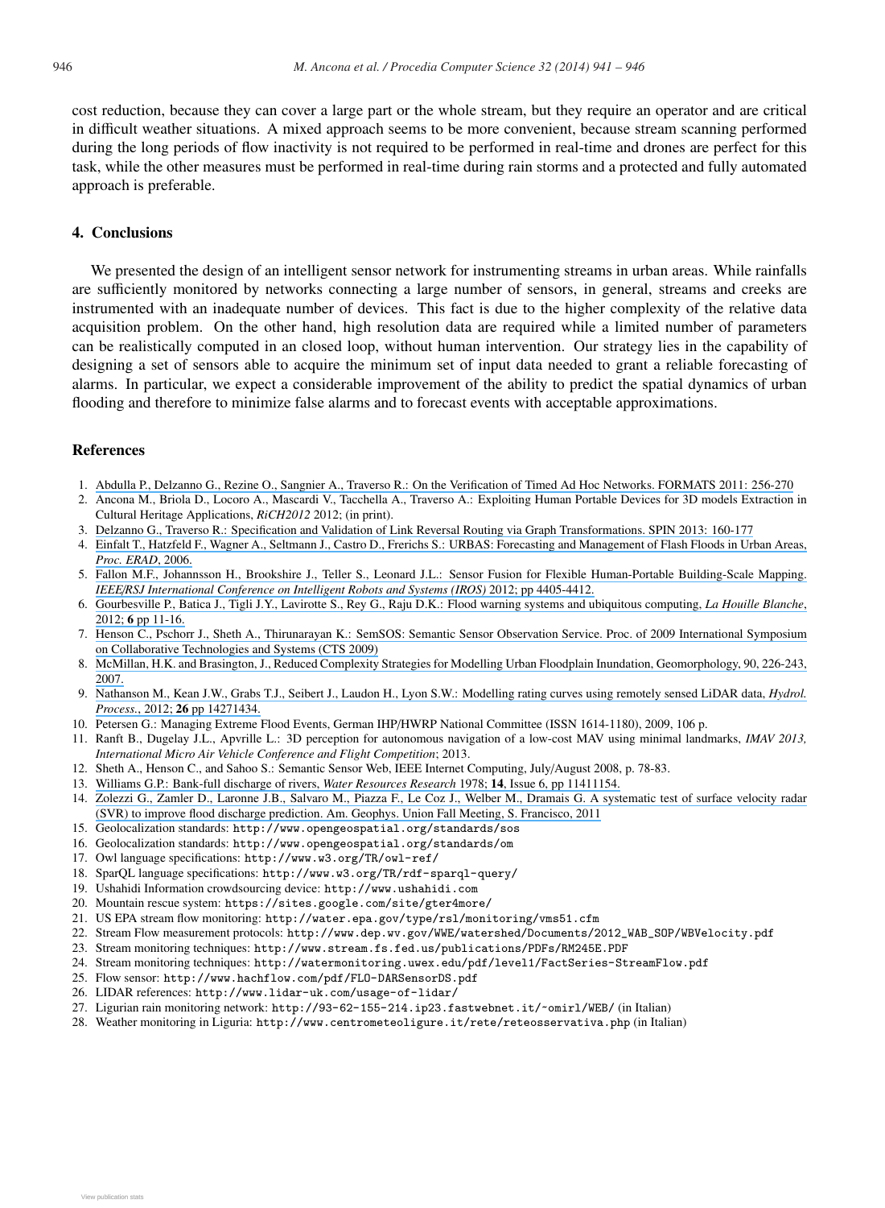cost reduction, because they can cover a large part or the whole stream, but they require an operator and are critical in difficult weather situations. A mixed approach seems to be more convenient, because stream scanning performed during the long periods of flow inactivity is not required to be performed in real-time and drones are perfect for this task, while the other measures must be performed in real-time during rain storms and a protected and fully automated approach is preferable.

## 4. Conclusions

We presented the design of an intelligent sensor network for instrumenting streams in urban areas. While rainfalls are sufficiently monitored by networks connecting a large number of sensors, in general, streams and creeks are instrumented with an inadequate number of devices. This fact is due to the higher complexity of the relative data acquisition problem. On the other hand, high resolution data are required while a limited number of parameters can be realistically computed in an closed loop, without human intervention. Our strategy lies in the capability of designing a set of sensors able to acquire the minimum set of input data needed to grant a reliable forecasting of alarms. In particular, we expect a considerable improvement of the ability to predict the spatial dynamics of urban flooding and therefore to minimize false alarms and to forecast events with acceptable approximations.

## References

1. Abdulla P., Delzanno G., Rezine O., Sangnier A., Traverso R.: On the Verification of Timed Ad Hoc Networks. FORMATS 2011: 256-270
2. Ancona M., Briola D., Locoro A., Mascardi V., Tacchella A., Traverso A.: Exploiting Human Portable Devices for 3D models Extraction in Cultural Heritage Applications, *RiCH2012* 2012; (in print).
3. Delzanno G., Traverso R.: Specification and Validation of Link Reversal Routing via Graph Transformations. SPIN 2013: 160-177
4. Einfalt T., Hatzfeld F., Wagner A., Seltmann J., Castro D., Frerichs S.: URBAS: Forecasting and Management of Flash Floods in Urban Areas, *Proc. ERAD*, 2006.
5. Fallon M.F., Johannsson H., Brookshire J., Teller S., Leonard J.L.: Sensor Fusion for Flexible Human-Portable Building-Scale Mapping. *IEEE/RSJ International Conference on Intelligent Robots and Systems (IROS)* 2012; pp 4405-4412.
6. Gourbesville P., Batica J., Tigli J.Y., Lavirotte S., Rey G., Raju D.K.: Flood warning systems and ubiquitous computing, *La Houille Blanche*, 2012; **6** pp 11-16.
7. Henson C., Pschorr J., Sheth A., Thirunarayan K.: SemSOS: Semantic Sensor Observation Service. Proc. of 2009 International Symposium on Collaborative Technologies and Systems (CTS 2009)
8. McMillan, H.K. and Brasington, J., Reduced Complexity Strategies for Modelling Urban Floodplain Inundation, Geomorphology, 90, 226-243, 2007.
9. Nathanson M., Kean J.W., Grabs T.J., Seibert J., Laudon H., Lyon S.W.: Modelling rating curves using remotely sensed LiDAR data, *Hydrol. Process.*, 2012; **26** pp 14271434.
10. Petersen G.: Managing Extreme Flood Events, German IHP/HWRP National Committee (ISSN 1614-1180), 2009, 106 p.
11. Ranft B., Dugelay J.L., Apvrille L.: 3D perception for autonomous navigation of a low-cost MAV using minimal landmarks, *IMAV 2013, International Micro Air Vehicle Conference and Flight Competition*; 2013.
12. Sheth A., Henson C., and Sahoo S.: Semantic Sensor Web, IEEE Internet Computing, July/August 2008, p. 78-83.
13. Williams G.P.: Bank-full discharge of rivers, *Water Resources Research* 1978; **14**, Issue 6, pp 11411154.
14. Zolezzi G., Zamler D., Laronne J.B., Salvaro M., Piazza F., Le Coz J., Welber M., Dramais G. A systematic test of surface velocity radar (SVR) to improve flood discharge prediction. Am. Geophys. Union Fall Meeting, S. Francisco, 2011
15. Geolocalization standards: `http://www.opengeospatial.org/standards/sos`
16. Geolocalization standards: `http://www.opengeospatial.org/standards/om`
17. Owl language specifications: `http://www.w3.org/TR/owl-ref/`
18. SparQL language specifications: `http://www.w3.org/TR/rdf-sparql-query/`
19. Ushahidi Information crowdsourcing device: `http://www.ushahidi.com`
20. Mountain rescue system: `https://sites.google.com/site/gter4more/`
21. US EPA stream flow monitoring: `http://water.epa.gov/type/rsl/monitoring/vms51.cfm`
22. Stream Flow measurement protocols: `http://www.dep.wv.gov/WWE/watershed/Documents/2012_WAB_SOP/WBVelocity.pdf`
23. Stream monitoring techniques: `http://www.stream.fs.fed.us/publications/PDFs/RM245E.PDF`
24. Stream monitoring techniques: `http://watermonitoring.uwex.edu/pdf/level1/FactSeries-StreamFlow.pdf`
25. Flow sensor: `http://www.hachflow.com/pdf/FLO-DARSensorDS.pdf`
26. LIDAR references: `http://www.lidar-uk.com/usage-of-lidar/`
27. Ligurian rain monitoring network: `http://93-62-155-214.ip23.fastwebnet.it/~omirl/WEB/` (in Italian)
28. Weather monitoring in Liguria: `http://www.centrometeoligure.it/rete/reteosservativa.php` (in Italian)